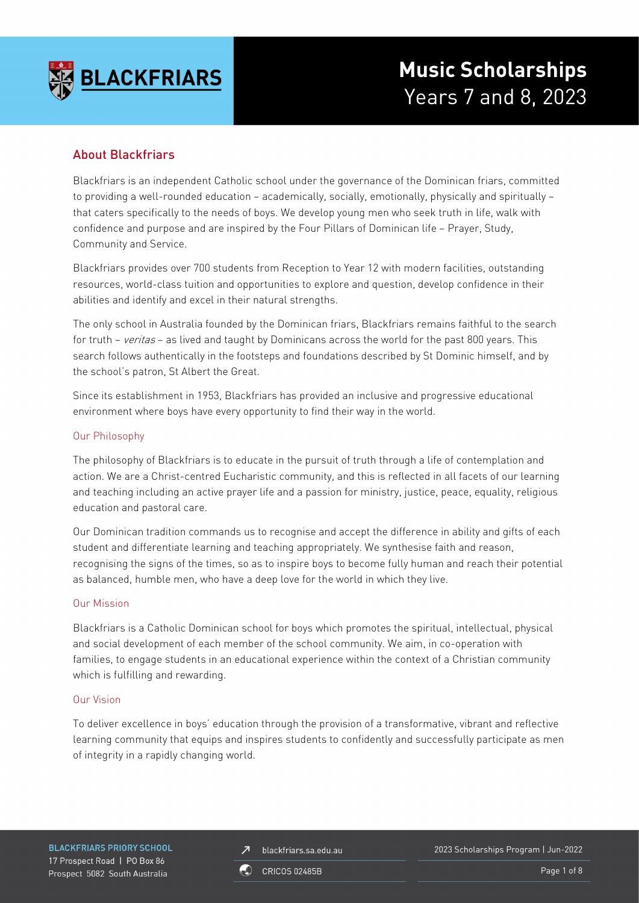# Music Scholarships
Years 7 and 8, 2023

## About Blackfriars

Blackfriars is an independent Catholic school under the governance of the Dominican friars, committed to providing a well-rounded education – academically, socially, emotionally, physically and spiritually – that caters specifically to the needs of boys. We develop young men who seek truth in life, walk with confidence and purpose and are inspired by the Four Pillars of Dominican life – Prayer, Study, Community and Service.

Blackfriars provides over 700 students from Reception to Year 12 with modern facilities, outstanding resources, world-class tuition and opportunities to explore and question, develop confidence in their abilities and identify and excel in their natural strengths.

The only school in Australia founded by the Dominican friars, Blackfriars remains faithful to the search for truth – *veritas* – as lived and taught by Dominicans across the world for the past 800 years. This search follows authentically in the footsteps and foundations described by St Dominic himself, and by the school's patron, St Albert the Great.

Since its establishment in 1953, Blackfriars has provided an inclusive and progressive educational environment where boys have every opportunity to find their way in the world.

### Our Philosophy

The philosophy of Blackfriars is to educate in the pursuit of truth through a life of contemplation and action. We are a Christ-centred Eucharistic community, and this is reflected in all facets of our learning and teaching including an active prayer life and a passion for ministry, justice, peace, equality, religious education and pastoral care.

Our Dominican tradition commands us to recognise and accept the difference in ability and gifts of each student and differentiate learning and teaching appropriately. We synthesise faith and reason, recognising the signs of the times, so as to inspire boys to become fully human and reach their potential as balanced, humble men, who have a deep love for the world in which they live.

### Our Mission

Blackfriars is a Catholic Dominican school for boys which promotes the spiritual, intellectual, physical and social development of each member of the school community. We aim, in co-operation with families, to engage students in an educational experience within the context of a Christian community which is fulfilling and rewarding.

### Our Vision

To deliver excellence in boys' education through the provision of a transformative, vibrant and reflective learning community that equips and inspires students to confidently and successfully participate as men of integrity in a rapidly changing world.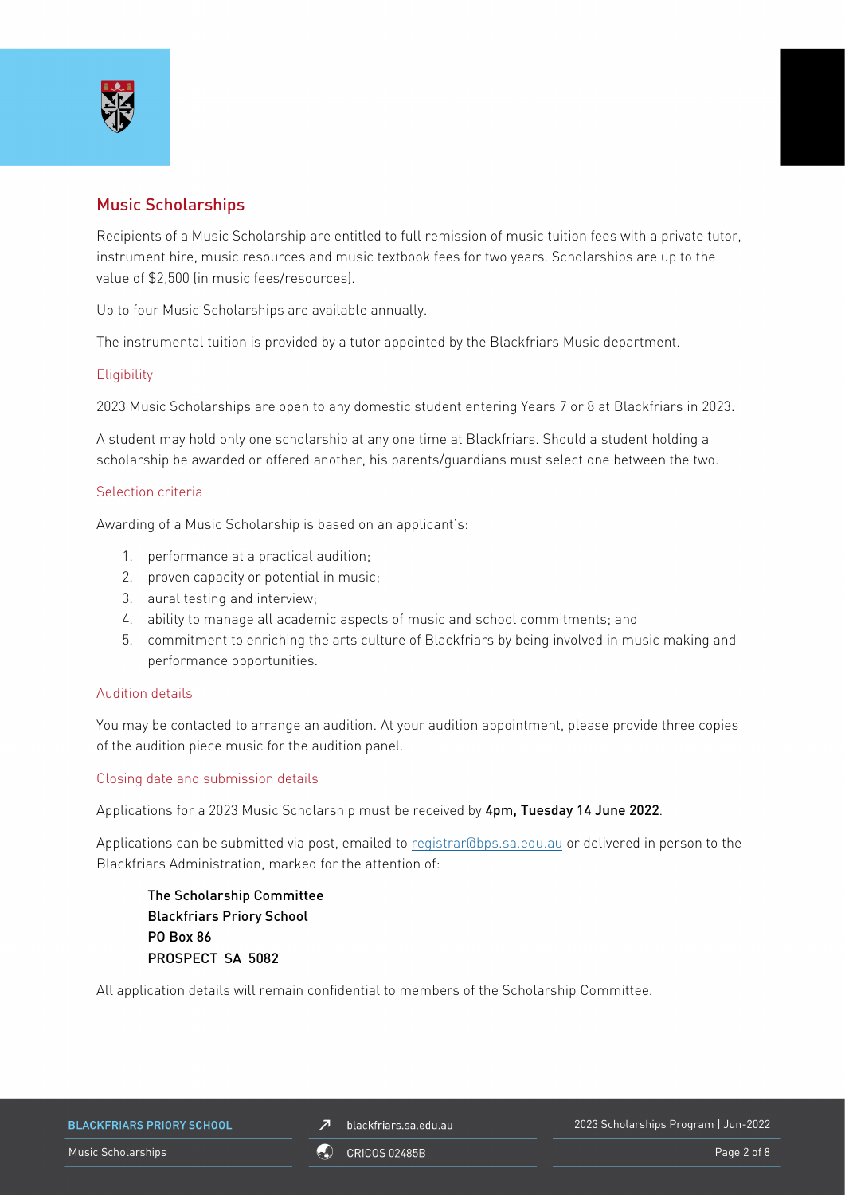## Music Scholarships

Recipients of a Music Scholarship are entitled to full remission of music tuition fees with a private tutor, instrument hire, music resources and music textbook fees for two years. Scholarships are up to the value of $2,500 (in music fees/resources).

Up to four Music Scholarships are available annually.

The instrumental tuition is provided by a tutor appointed by the Blackfriars Music department.

### Eligibility

2023 Music Scholarships are open to any domestic student entering Years 7 or 8 at Blackfriars in 2023.

A student may hold only one scholarship at any one time at Blackfriars. Should a student holding a scholarship be awarded or offered another, his parents/guardians must select one between the two.

### Selection criteria

Awarding of a Music Scholarship is based on an applicant's:

1. performance at a practical audition;
2. proven capacity or potential in music;
3. aural testing and interview;
4. ability to manage all academic aspects of music and school commitments; and
5. commitment to enriching the arts culture of Blackfriars by being involved in music making and performance opportunities.

### Audition details

You may be contacted to arrange an audition. At your audition appointment, please provide three copies of the audition piece music for the audition panel.

### Closing date and submission details

Applications for a 2023 Music Scholarship must be received by **4pm, Tuesday 14 June 2022**.

Applications can be submitted via post, emailed to registrar@bps.sa.edu.au or delivered in person to the Blackfriars Administration, marked for the attention of:

> **The Scholarship Committee**
> **Blackfriars Priory School**
> **PO Box 86**
> **PROSPECT SA 5082**

All application details will remain confidential to members of the Scholarship Committee.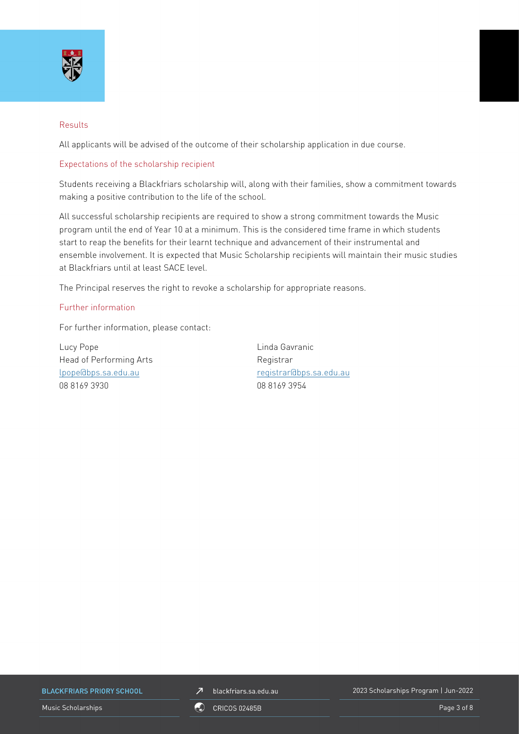## Results

All applicants will be advised of the outcome of their scholarship application in due course.

## Expectations of the scholarship recipient

Students receiving a Blackfriars scholarship will, along with their families, show a commitment towards making a positive contribution to the life of the school.

All successful scholarship recipients are required to show a strong commitment towards the Music program until the end of Year 10 at a minimum. This is the considered time frame in which students start to reap the benefits for their learnt technique and advancement of their instrumental and ensemble involvement. It is expected that Music Scholarship recipients will maintain their music studies at Blackfriars until at least SACE level.

The Principal reserves the right to revoke a scholarship for appropriate reasons.

## Further information

For further information, please contact:

Lucy Pope
Head of Performing Arts
lpope@bps.sa.edu.au
08 8169 3930

Linda Gavranic
Registrar
registrar@bps.sa.edu.au
08 8169 3954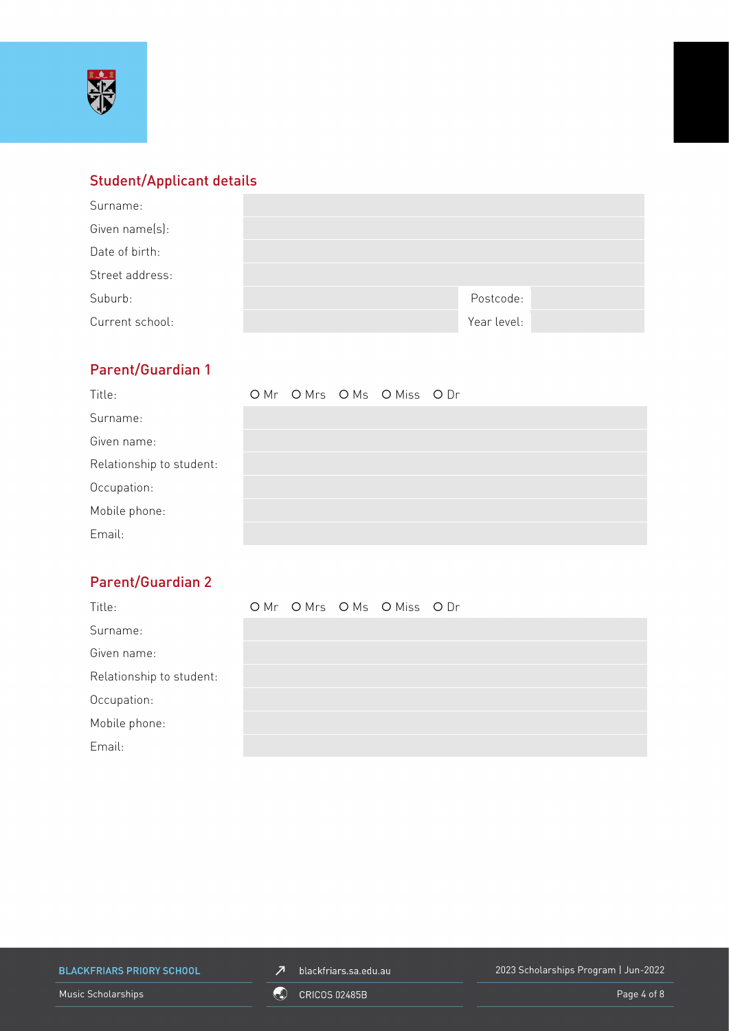## Student/Applicant details

| | | | |
|---|---|---|---|
| Surname: | | | |
| Given name(s): | | | |
| Date of birth: | | | |
| Street address: | | | |
| Suburb: | | Postcode: | |
| Current school: | | Year level: | |

## Parent/Guardian 1

| | |
|---|---|
| Title: | O Mr O Mrs O Ms O Miss O Dr |
| Surname: | |
| Given name: | |
| Relationship to student: | |
| Occupation: | |
| Mobile phone: | |
| Email: | |

## Parent/Guardian 2

| | |
|---|---|
| Title: | O Mr O Mrs O Ms O Miss O Dr |
| Surname: | |
| Given name: | |
| Relationship to student: | |
| Occupation: | |
| Mobile phone: | |
| Email: | |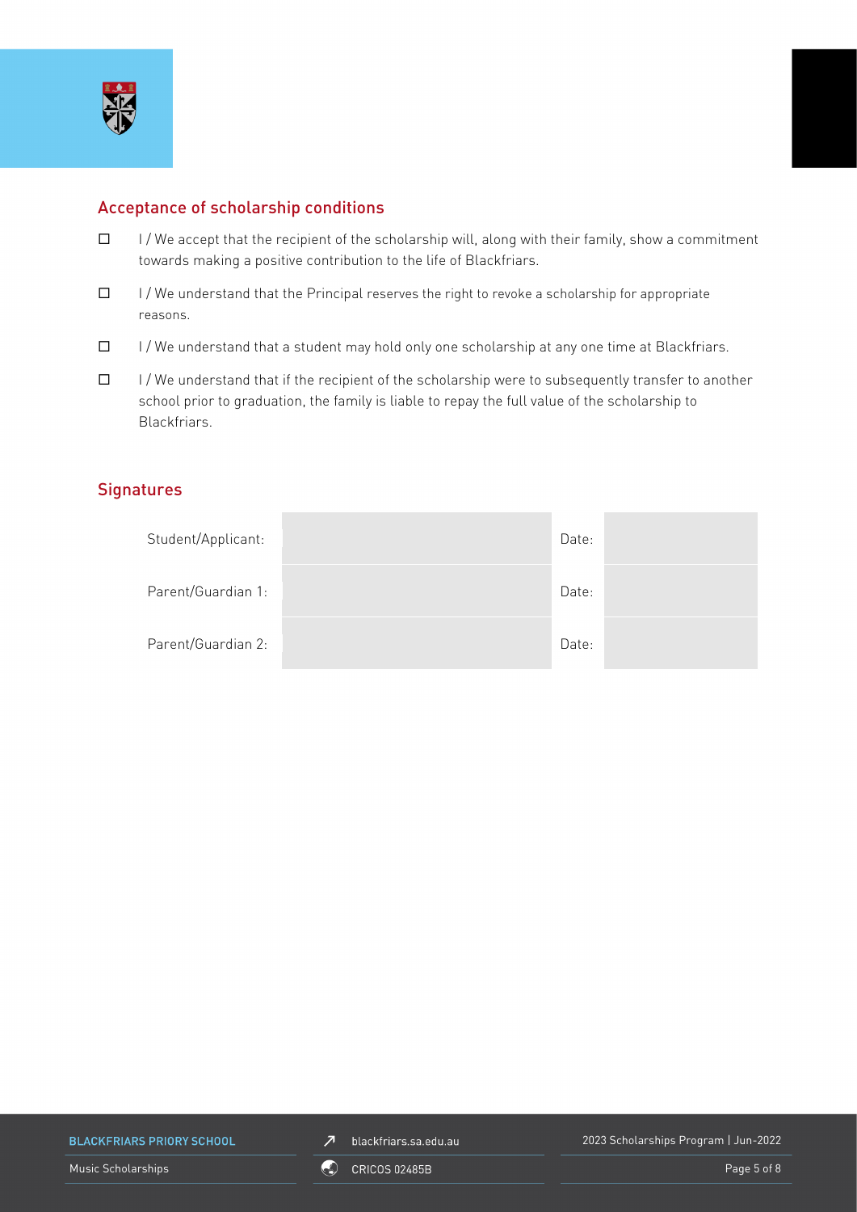## Acceptance of scholarship conditions

- ☐ I / We accept that the recipient of the scholarship will, along with their family, show a commitment towards making a positive contribution to the life of Blackfriars.
- ☐ I / We understand that the Principal reserves the right to revoke a scholarship for appropriate reasons.
- ☐ I / We understand that a student may hold only one scholarship at any one time at Blackfriars.
- ☐ I / We understand that if the recipient of the scholarship were to subsequently transfer to another school prior to graduation, the family is liable to repay the full value of the scholarship to Blackfriars.

## Signatures

| | | | |
|---|---|---|---|
| Student/Applicant: | | Date: | |
| Parent/Guardian 1: | | Date: | |
| Parent/Guardian 2: | | Date: | |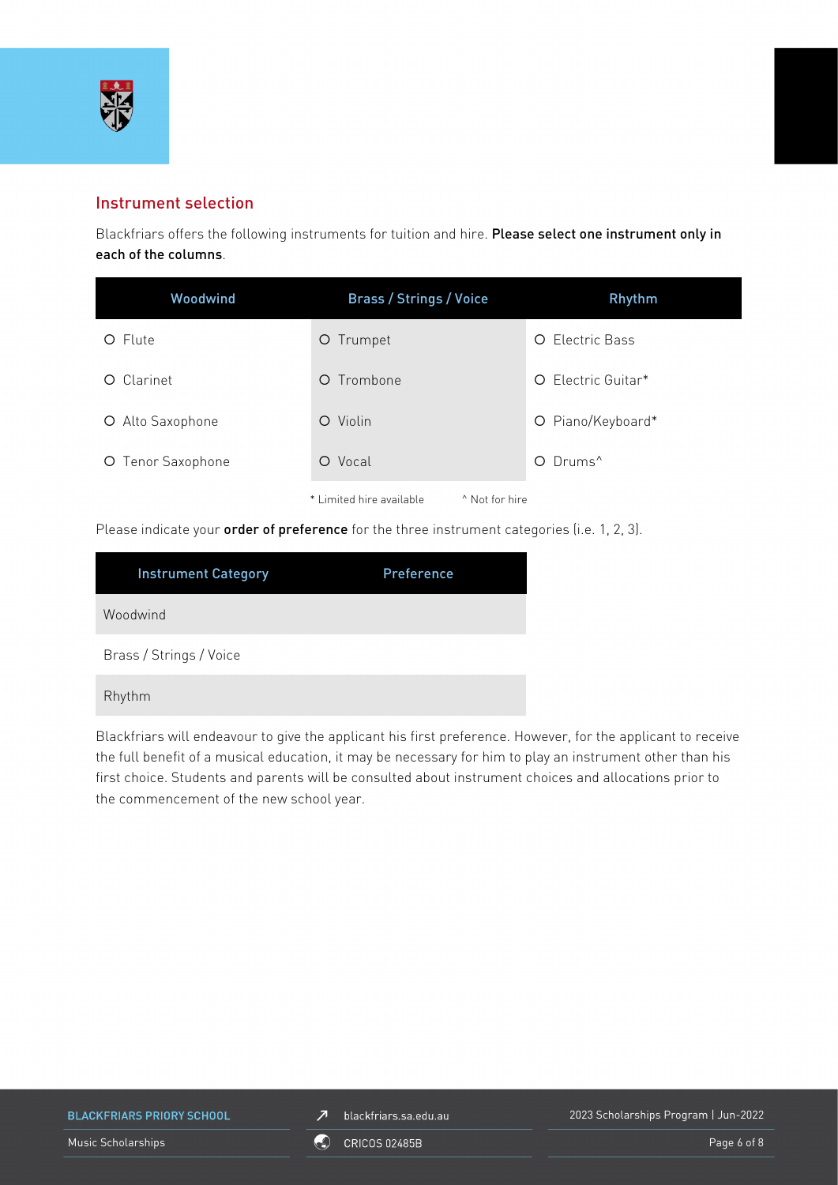## Instrument selection

Blackfriars offers the following instruments for tuition and hire. **Please select one instrument only in each of the columns**.

| Woodwind | Brass / Strings / Voice | Rhythm |
|---|---|---|
| O Flute | O Trumpet | O Electric Bass |
| O Clarinet | O Trombone | O Electric Guitar* |
| O Alto Saxophone | O Violin | O Piano/Keyboard* |
| O Tenor Saxophone | O Vocal | O Drums^ |

\* Limited hire available ^ Not for hire

Please indicate your **order of preference** for the three instrument categories (i.e. 1, 2, 3).

| Instrument Category | Preference |
|---|---|
| Woodwind | |
| Brass / Strings / Voice | |
| Rhythm | |

Blackfriars will endeavour to give the applicant his first preference. However, for the applicant to receive the full benefit of a musical education, it may be necessary for him to play an instrument other than his first choice. Students and parents will be consulted about instrument choices and allocations prior to the commencement of the new school year.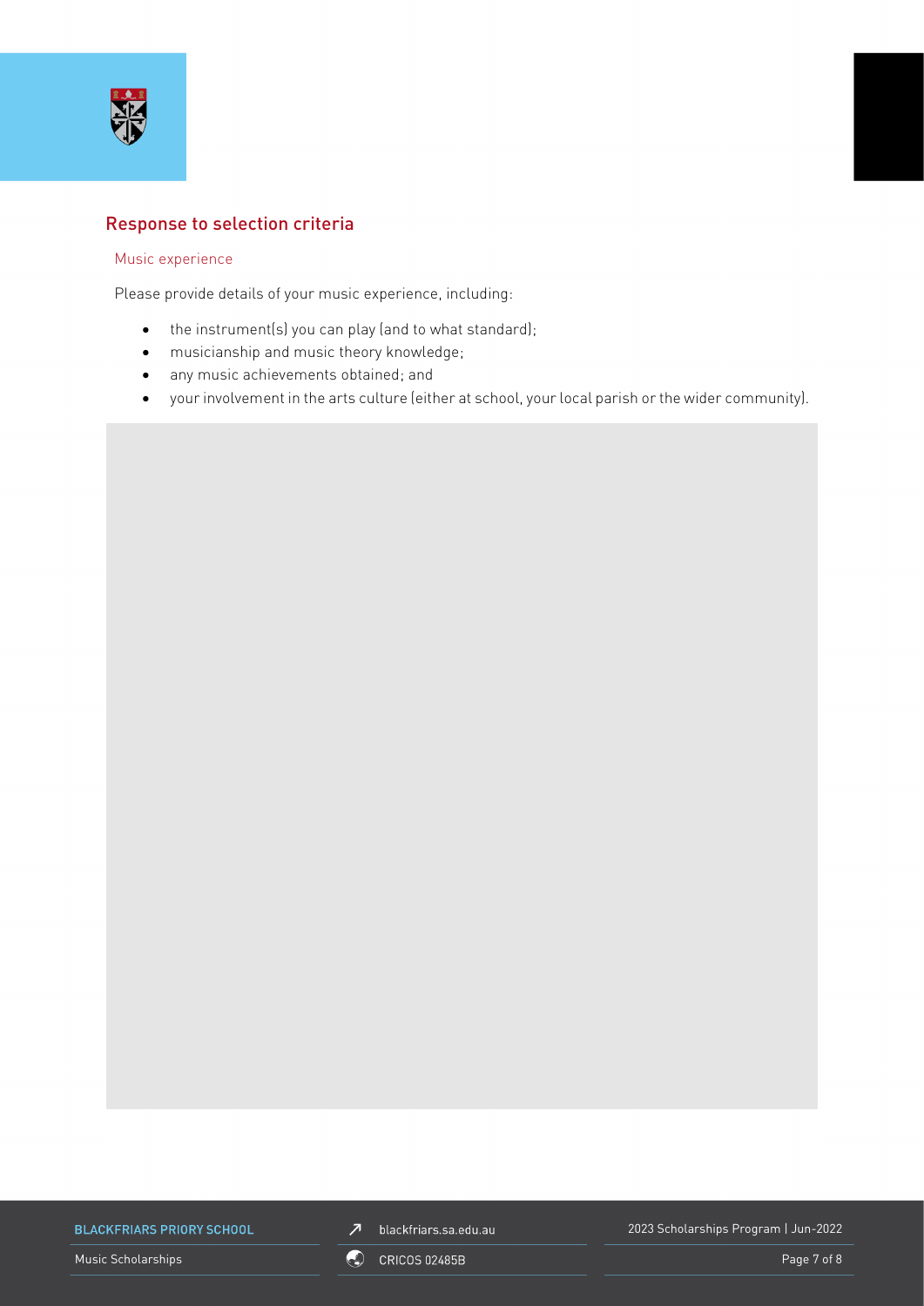## Response to selection criteria

### Music experience

Please provide details of your music experience, including:

- the instrument(s) you can play (and to what standard);
- musicianship and music theory knowledge;
- any music achievements obtained; and
- your involvement in the arts culture (either at school, your local parish or the wider community).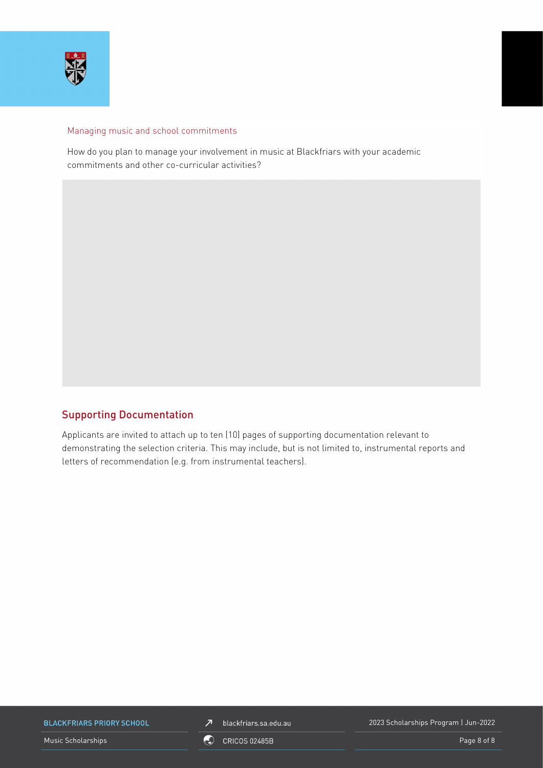### Managing music and school commitments

How do you plan to manage your involvement in music at Blackfriars with your academic commitments and other co-curricular activities?

## Supporting Documentation

Applicants are invited to attach up to ten (10) pages of supporting documentation relevant to demonstrating the selection criteria. This may include, but is not limited to, instrumental reports and letters of recommendation (e.g. from instrumental teachers).